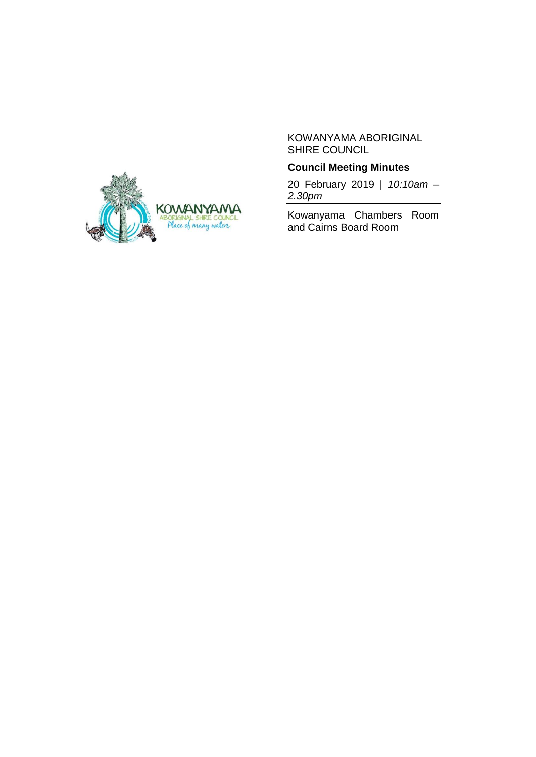KOWANYAMA ABORIGINAL SHIRE COUNCIL

**Council Meeting Minutes**

20 February 2019 | *10:10am – 2.30pm*

Kowanyama Chambers Room and Cairns Board Room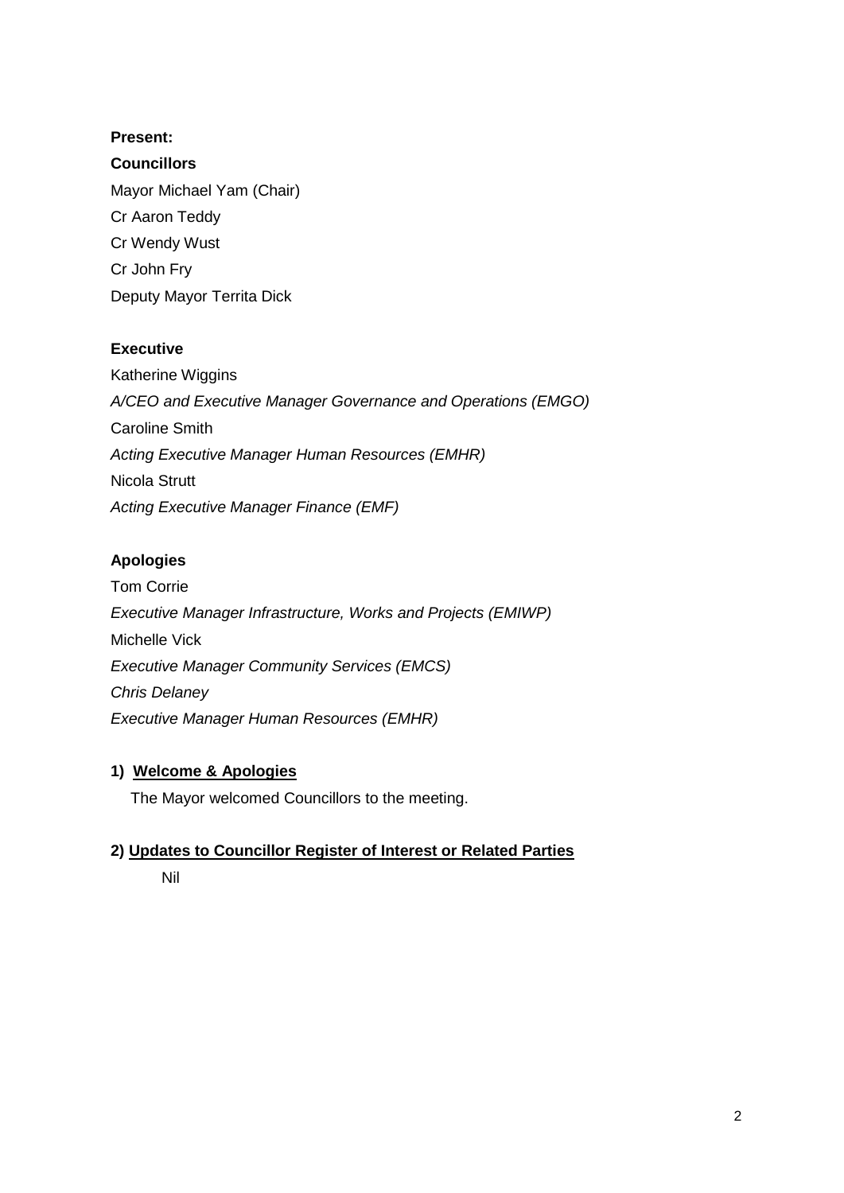**Present:**

**Councillors**

Mayor Michael Yam (Chair)

Cr Aaron Teddy

Cr Wendy Wust

Cr John Fry

Deputy Mayor Territa Dick

**Executive**

Katherine Wiggins

*A/CEO and Executive Manager Governance and Operations (EMGO)*

Caroline Smith

*Acting Executive Manager Human Resources (EMHR)*

Nicola Strutt

*Acting Executive Manager Finance (EMF)*

**Apologies**

Tom Corrie

*Executive Manager Infrastructure, Works and Projects (EMIWP)*

Michelle Vick

*Executive Manager Community Services (EMCS)*

*Chris Delaney*

*Executive Manager Human Resources (EMHR)*

**1) Welcome & Apologies**

The Mayor welcomed Councillors to the meeting.

**2) Updates to Councillor Register of Interest or Related Parties**

Nil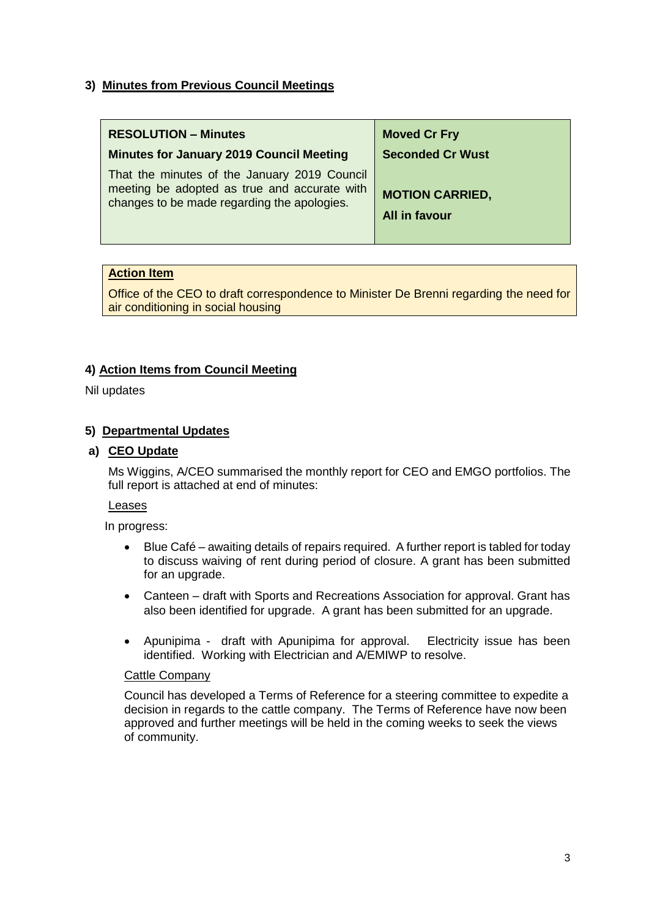### 3) Minutes from Previous Council Meetings

| **RESOLUTION – Minutes**<br>**Minutes for January 2019 Council Meeting**<br>That the minutes of the January 2019 Council meeting be adopted as true and accurate with changes to be made regarding the apologies. | **Moved Cr Fry**<br>**Seconded Cr Wust**<br><br>**MOTION CARRIED,**<br>**All in favour** |
|---|---|

| **Action Item** |
|---|
| Office of the CEO to draft correspondence to Minister De Brenni regarding the need for air conditioning in social housing |

### 4) Action Items from Council Meeting

Nil updates

### 5) Departmental Updates

#### a) CEO Update

Ms Wiggins, A/CEO summarised the monthly report for CEO and EMGO portfolios. The full report is attached at end of minutes:

Leases

In progress:

- Blue Café – awaiting details of repairs required. A further report is tabled for today to discuss waiving of rent during period of closure. A grant has been submitted for an upgrade.
- Canteen – draft with Sports and Recreations Association for approval. Grant has also been identified for upgrade. A grant has been submitted for an upgrade.
- Apunipima - draft with Apunipima for approval. Electricity issue has been identified. Working with Electrician and A/EMIWP to resolve.

Cattle Company

Council has developed a Terms of Reference for a steering committee to expedite a decision in regards to the cattle company. The Terms of Reference have now been approved and further meetings will be held in the coming weeks to seek the views of community.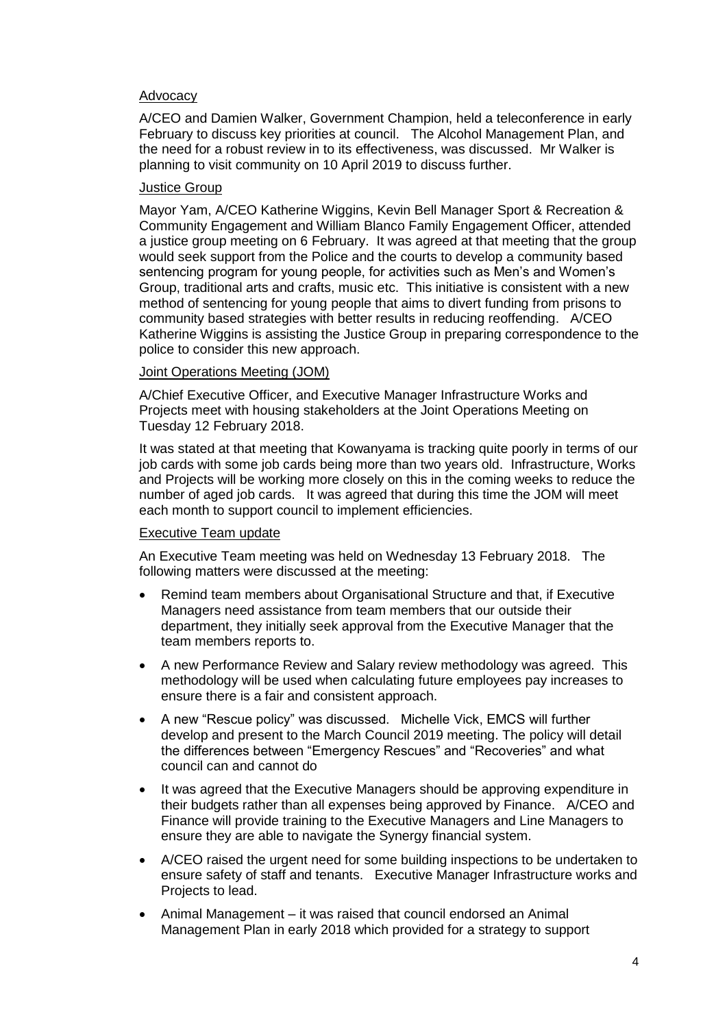Advocacy

A/CEO and Damien Walker, Government Champion, held a teleconference in early February to discuss key priorities at council. The Alcohol Management Plan, and the need for a robust review in to its effectiveness, was discussed. Mr Walker is planning to visit community on 10 April 2019 to discuss further.

Justice Group

Mayor Yam, A/CEO Katherine Wiggins, Kevin Bell Manager Sport & Recreation & Community Engagement and William Blanco Family Engagement Officer, attended a justice group meeting on 6 February. It was agreed at that meeting that the group would seek support from the Police and the courts to develop a community based sentencing program for young people, for activities such as Men's and Women's Group, traditional arts and crafts, music etc. This initiative is consistent with a new method of sentencing for young people that aims to divert funding from prisons to community based strategies with better results in reducing reoffending. A/CEO Katherine Wiggins is assisting the Justice Group in preparing correspondence to the police to consider this new approach.

Joint Operations Meeting (JOM)

A/Chief Executive Officer, and Executive Manager Infrastructure Works and Projects meet with housing stakeholders at the Joint Operations Meeting on Tuesday 12 February 2018.

It was stated at that meeting that Kowanyama is tracking quite poorly in terms of our job cards with some job cards being more than two years old. Infrastructure, Works and Projects will be working more closely on this in the coming weeks to reduce the number of aged job cards. It was agreed that during this time the JOM will meet each month to support council to implement efficiencies.

Executive Team update

An Executive Team meeting was held on Wednesday 13 February 2018. The following matters were discussed at the meeting:

- Remind team members about Organisational Structure and that, if Executive Managers need assistance from team members that our outside their department, they initially seek approval from the Executive Manager that the team members reports to.
- A new Performance Review and Salary review methodology was agreed. This methodology will be used when calculating future employees pay increases to ensure there is a fair and consistent approach.
- A new "Rescue policy" was discussed. Michelle Vick, EMCS will further develop and present to the March Council 2019 meeting. The policy will detail the differences between "Emergency Rescues" and "Recoveries" and what council can and cannot do
- It was agreed that the Executive Managers should be approving expenditure in their budgets rather than all expenses being approved by Finance. A/CEO and Finance will provide training to the Executive Managers and Line Managers to ensure they are able to navigate the Synergy financial system.
- A/CEO raised the urgent need for some building inspections to be undertaken to ensure safety of staff and tenants. Executive Manager Infrastructure works and Projects to lead.
- Animal Management – it was raised that council endorsed an Animal Management Plan in early 2018 which provided for a strategy to support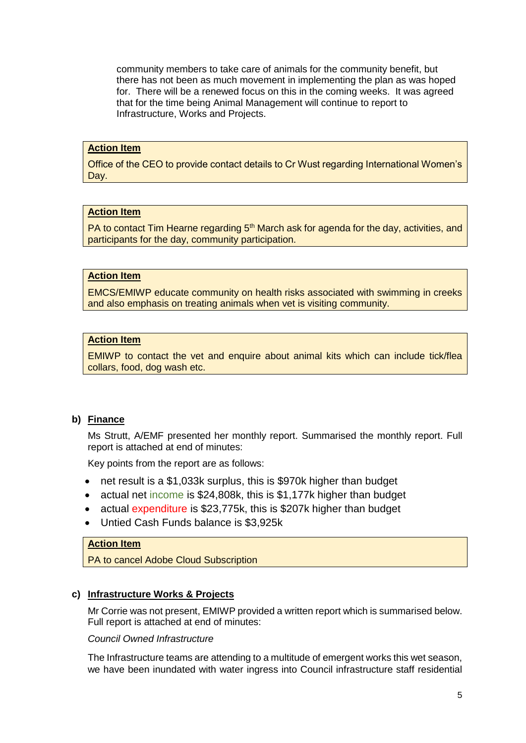community members to take care of animals for the community benefit, but there has not been as much movement in implementing the plan as was hoped for. There will be a renewed focus on this in the coming weeks. It was agreed that for the time being Animal Management will continue to report to Infrastructure, Works and Projects.

> **Action Item**
>
> Office of the CEO to provide contact details to Cr Wust regarding International Women's Day.

> **Action Item**
>
> PA to contact Tim Hearne regarding 5th March ask for agenda for the day, activities, and participants for the day, community participation.

> **Action Item**
>
> EMCS/EMIWP educate community on health risks associated with swimming in creeks and also emphasis on treating animals when vet is visiting community.

> **Action Item**
>
> EMIWP to contact the vet and enquire about animal kits which can include tick/flea collars, food, dog wash etc.

### b) Finance

Ms Strutt, A/EMF presented her monthly report. Summarised the monthly report. Full report is attached at end of minutes:

Key points from the report are as follows:

- net result is a $1,033k surplus, this is $970k higher than budget
- actual net income is $24,808k, this is $1,177k higher than budget
- actual expenditure is $23,775k, this is $207k higher than budget
- Untied Cash Funds balance is $3,925k

> **Action Item**
>
> PA to cancel Adobe Cloud Subscription

### c) Infrastructure Works & Projects

Mr Corrie was not present, EMIWP provided a written report which is summarised below. Full report is attached at end of minutes:

*Council Owned Infrastructure*

The Infrastructure teams are attending to a multitude of emergent works this wet season, we have been inundated with water ingress into Council infrastructure staff residential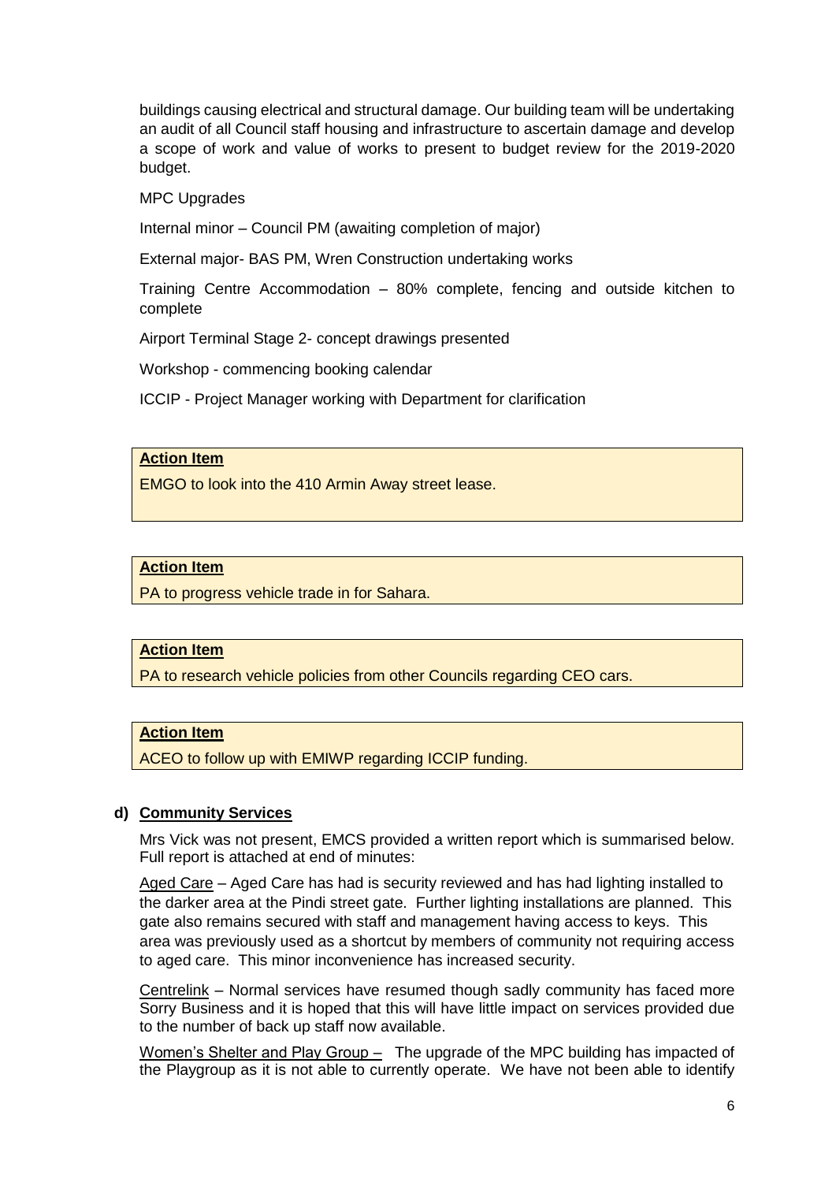buildings causing electrical and structural damage. Our building team will be undertaking an audit of all Council staff housing and infrastructure to ascertain damage and develop a scope of work and value of works to present to budget review for the 2019-2020 budget.

MPC Upgrades

Internal minor – Council PM (awaiting completion of major)

External major- BAS PM, Wren Construction undertaking works

Training Centre Accommodation – 80% complete, fencing and outside kitchen to complete

Airport Terminal Stage 2- concept drawings presented

Workshop - commencing booking calendar

ICCIP - Project Manager working with Department for clarification

> **Action Item**
>
> EMGO to look into the 410 Armin Away street lease.

> **Action Item**
>
> PA to progress vehicle trade in for Sahara.

> **Action Item**
>
> PA to research vehicle policies from other Councils regarding CEO cars.

> **Action Item**
>
> ACEO to follow up with EMIWP regarding ICCIP funding.

## d) Community Services

Mrs Vick was not present, EMCS provided a written report which is summarised below. Full report is attached at end of minutes:

Aged Care – Aged Care has had is security reviewed and has had lighting installed to the darker area at the Pindi street gate. Further lighting installations are planned. This gate also remains secured with staff and management having access to keys. This area was previously used as a shortcut by members of community not requiring access to aged care. This minor inconvenience has increased security.

Centrelink – Normal services have resumed though sadly community has faced more Sorry Business and it is hoped that this will have little impact on services provided due to the number of back up staff now available.

Women's Shelter and Play Group – The upgrade of the MPC building has impacted of the Playgroup as it is not able to currently operate. We have not been able to identify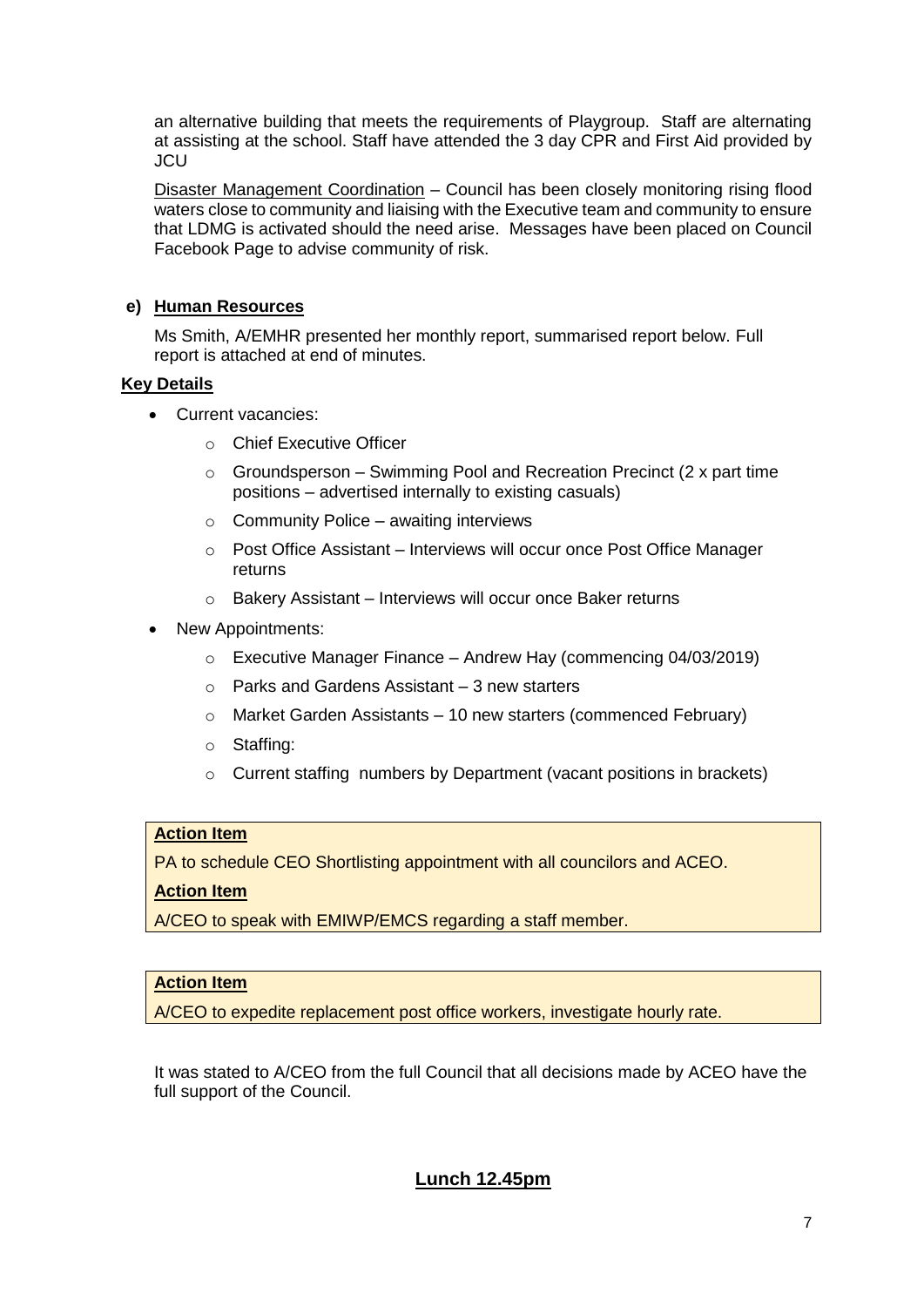an alternative building that meets the requirements of Playgroup. Staff are alternating at assisting at the school. Staff have attended the 3 day CPR and First Aid provided by JCU

Disaster Management Coordination – Council has been closely monitoring rising flood waters close to community and liaising with the Executive team and community to ensure that LDMG is activated should the need arise. Messages have been placed on Council Facebook Page to advise community of risk.

**e) Human Resources**

Ms Smith, A/EMHR presented her monthly report, summarised report below. Full report is attached at end of minutes.

**Key Details**

- Current vacancies:
  - Chief Executive Officer
  - Groundsperson – Swimming Pool and Recreation Precinct (2 x part time positions – advertised internally to existing casuals)
  - Community Police – awaiting interviews
  - Post Office Assistant – Interviews will occur once Post Office Manager returns
  - Bakery Assistant – Interviews will occur once Baker returns
- New Appointments:
  - Executive Manager Finance – Andrew Hay (commencing 04/03/2019)
  - Parks and Gardens Assistant – 3 new starters
  - Market Garden Assistants – 10 new starters (commenced February)
  - Staffing:
  - Current staffing numbers by Department (vacant positions in brackets)

**Action Item**

PA to schedule CEO Shortlisting appointment with all councilors and ACEO.

**Action Item**

A/CEO to speak with EMIWP/EMCS regarding a staff member.

**Action Item**

A/CEO to expedite replacement post office workers, investigate hourly rate.

It was stated to A/CEO from the full Council that all decisions made by ACEO have the full support of the Council.

**Lunch 12.45pm**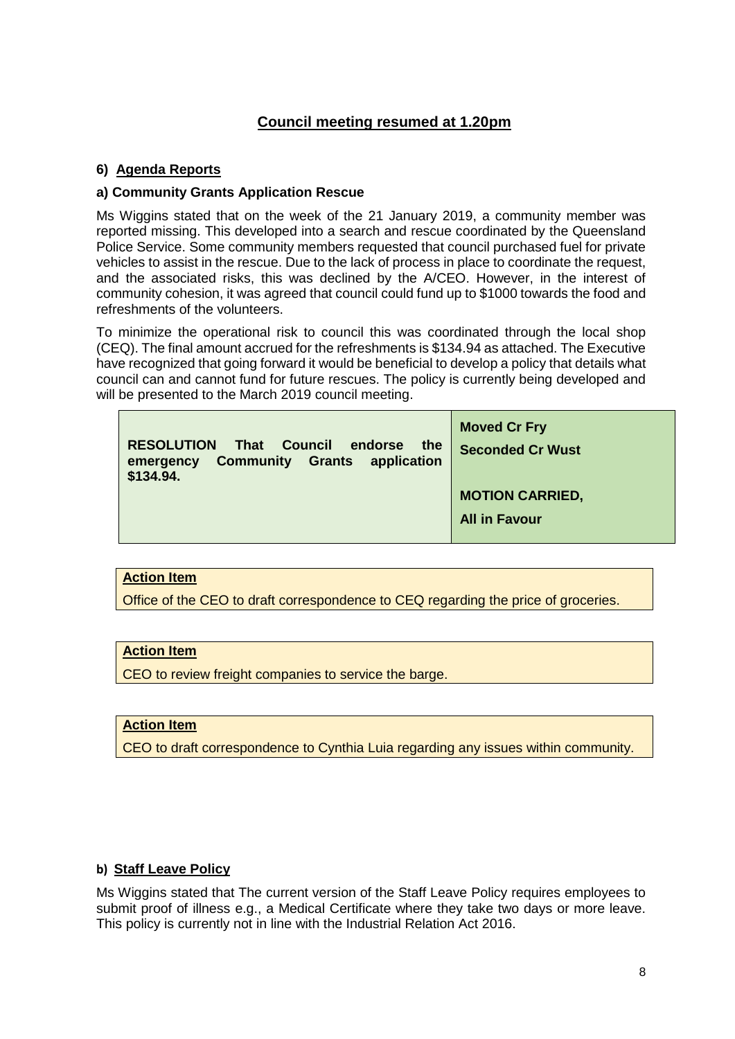## Council meeting resumed at 1.20pm

### 6) Agenda Reports

#### a) Community Grants Application Rescue

Ms Wiggins stated that on the week of the 21 January 2019, a community member was reported missing. This developed into a search and rescue coordinated by the Queensland Police Service. Some community members requested that council purchased fuel for private vehicles to assist in the rescue. Due to the lack of process in place to coordinate the request, and the associated risks, this was declined by the A/CEO. However, in the interest of community cohesion, it was agreed that council could fund up to $1000 towards the food and refreshments of the volunteers.

To minimize the operational risk to council this was coordinated through the local shop (CEQ). The final amount accrued for the refreshments is $134.94 as attached. The Executive have recognized that going forward it would be beneficial to develop a policy that details what council can and cannot fund for future rescues. The policy is currently being developed and will be presented to the March 2019 council meeting.

| **RESOLUTION That Council endorse the emergency Community Grants application $134.94.** | **Moved Cr Fry**<br>**Seconded Cr Wust**<br><br>**MOTION CARRIED,**<br>**All in Favour** |
|---|---|

**Action Item**

Office of the CEO to draft correspondence to CEQ regarding the price of groceries.

**Action Item**

CEO to review freight companies to service the barge.

**Action Item**

CEO to draft correspondence to Cynthia Luia regarding any issues within community.

#### b) Staff Leave Policy

Ms Wiggins stated that The current version of the Staff Leave Policy requires employees to submit proof of illness e.g., a Medical Certificate where they take two days or more leave. This policy is currently not in line with the Industrial Relation Act 2016.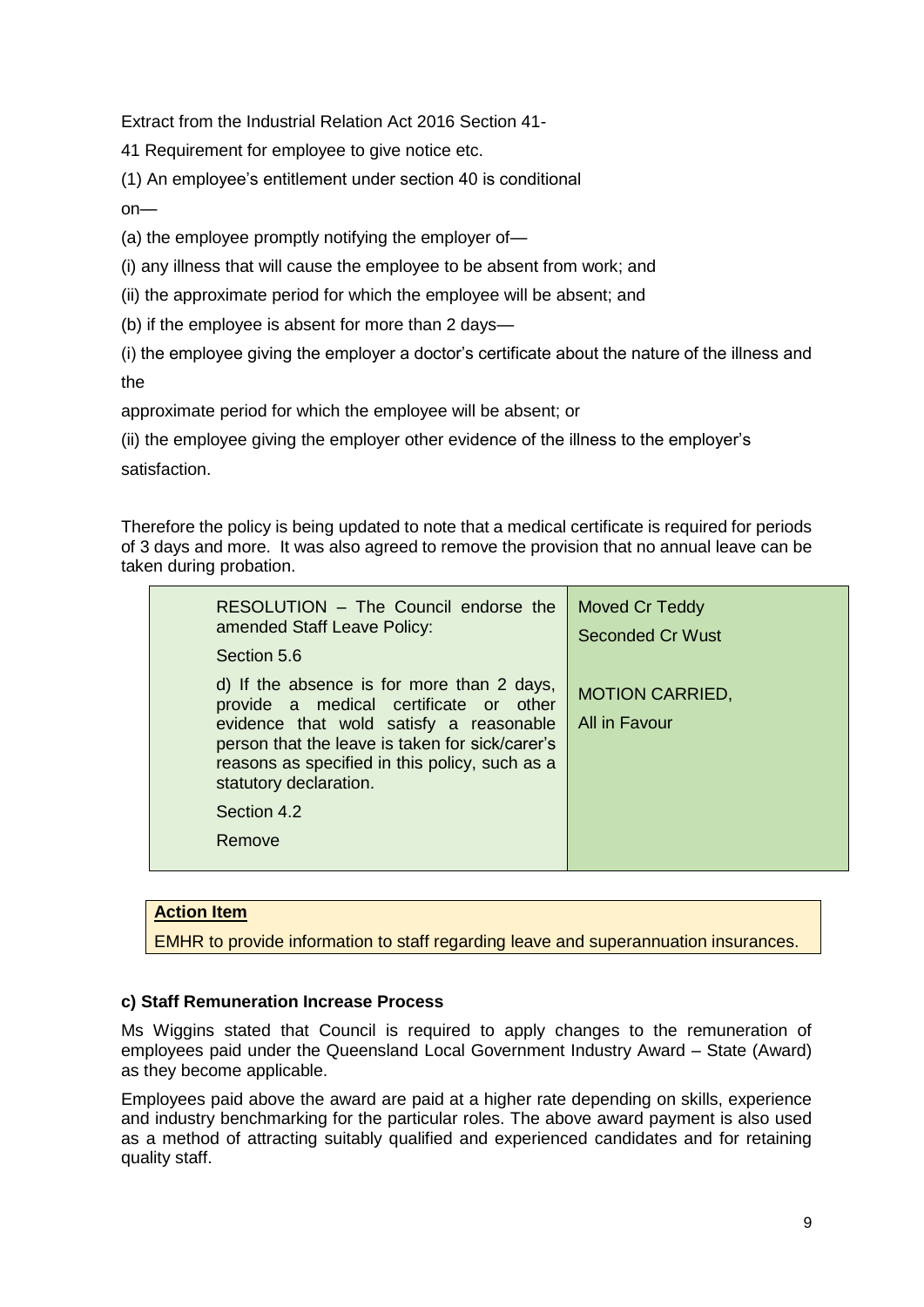Extract from the Industrial Relation Act 2016 Section 41-

41 Requirement for employee to give notice etc.

(1) An employee's entitlement under section 40 is conditional on—

(a) the employee promptly notifying the employer of—

(i) any illness that will cause the employee to be absent from work; and

(ii) the approximate period for which the employee will be absent; and

(b) if the employee is absent for more than 2 days—

(i) the employee giving the employer a doctor's certificate about the nature of the illness and the approximate period for which the employee will be absent; or

(ii) the employee giving the employer other evidence of the illness to the employer's satisfaction.

Therefore the policy is being updated to note that a medical certificate is required for periods of 3 days and more. It was also agreed to remove the provision that no annual leave can be taken during probation.

| RESOLUTION – The Council endorse the amended Staff Leave Policy:<br>Section 5.6<br>d) If the absence is for more than 2 days, provide a medical certificate or other evidence that wold satisfy a reasonable person that the leave is taken for sick/carer's reasons as specified in this policy, such as a statutory declaration.<br>Section 4.2<br>Remove | Moved Cr Teddy<br>Seconded Cr Wust<br><br>MOTION CARRIED,<br>All in Favour |
|---|---|

**Action Item**

EMHR to provide information to staff regarding leave and superannuation insurances.

#### c) Staff Remuneration Increase Process

Ms Wiggins stated that Council is required to apply changes to the remuneration of employees paid under the Queensland Local Government Industry Award – State (Award) as they become applicable.

Employees paid above the award are paid at a higher rate depending on skills, experience and industry benchmarking for the particular roles. The above award payment is also used as a method of attracting suitably qualified and experienced candidates and for retaining quality staff.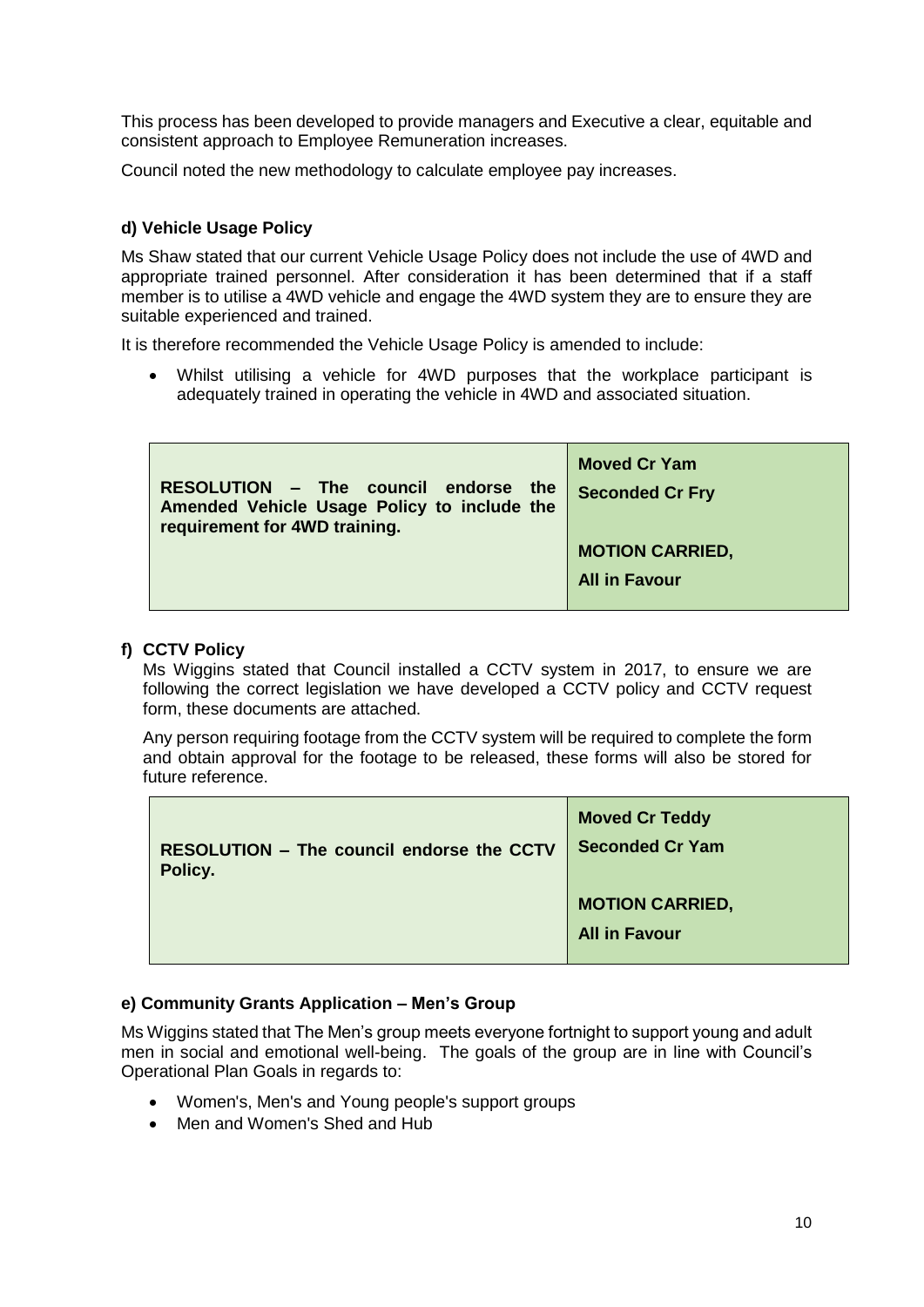This process has been developed to provide managers and Executive a clear, equitable and consistent approach to Employee Remuneration increases.

Council noted the new methodology to calculate employee pay increases.

#### d) Vehicle Usage Policy

Ms Shaw stated that our current Vehicle Usage Policy does not include the use of 4WD and appropriate trained personnel. After consideration it has been determined that if a staff member is to utilise a 4WD vehicle and engage the 4WD system they are to ensure they are suitable experienced and trained.

It is therefore recommended the Vehicle Usage Policy is amended to include:

- Whilst utilising a vehicle for 4WD purposes that the workplace participant is adequately trained in operating the vehicle in 4WD and associated situation.

| **RESOLUTION – The council endorse the Amended Vehicle Usage Policy to include the requirement for 4WD training.** | **Moved Cr Yam**<br>**Seconded Cr Fry**<br><br>**MOTION CARRIED,**<br>**All in Favour** |
|---|---|

#### f) CCTV Policy

Ms Wiggins stated that Council installed a CCTV system in 2017, to ensure we are following the correct legislation we have developed a CCTV policy and CCTV request form, these documents are attached.

Any person requiring footage from the CCTV system will be required to complete the form and obtain approval for the footage to be released, these forms will also be stored for future reference.

| **RESOLUTION – The council endorse the CCTV Policy.** | **Moved Cr Teddy**<br>**Seconded Cr Yam**<br><br>**MOTION CARRIED,**<br>**All in Favour** |
|---|---|

#### e) Community Grants Application – Men's Group

Ms Wiggins stated that The Men's group meets everyone fortnight to support young and adult men in social and emotional well-being. The goals of the group are in line with Council's Operational Plan Goals in regards to:

- Women's, Men's and Young people's support groups
- Men and Women's Shed and Hub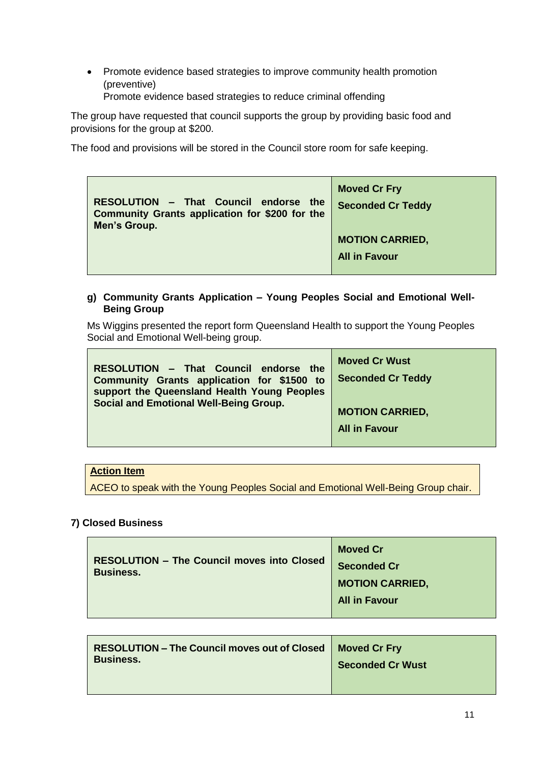- Promote evidence based strategies to improve community health promotion (preventive)
  Promote evidence based strategies to reduce criminal offending

The group have requested that council supports the group by providing basic food and provisions for the group at $200.

The food and provisions will be stored in the Council store room for safe keeping.

| **RESOLUTION – That Council endorse the Community Grants application for $200 for the Men's Group.** | **Moved Cr Fry**<br>**Seconded Cr Teddy**<br><br>**MOTION CARRIED,**<br>**All in Favour** |
|---|---|

**g) Community Grants Application – Young Peoples Social and Emotional Well-Being Group**

Ms Wiggins presented the report form Queensland Health to support the Young Peoples Social and Emotional Well-being group.

| **RESOLUTION – That Council endorse the Community Grants application for $1500 to support the Queensland Health Young Peoples Social and Emotional Well-Being Group.** | **Moved Cr Wust**<br>**Seconded Cr Teddy**<br><br>**MOTION CARRIED,**<br>**All in Favour** |
|---|---|

| **Action Item** |
|---|
| ACEO to speak with the Young Peoples Social and Emotional Well-Being Group chair. |

**7) Closed Business**

| **RESOLUTION – The Council moves into Closed Business.** | **Moved Cr**<br>**Seconded Cr**<br>**MOTION CARRIED,**<br>**All in Favour** |
|---|---|

| **RESOLUTION – The Council moves out of Closed Business.** | **Moved Cr Fry**<br>**Seconded Cr Wust** |
|---|---|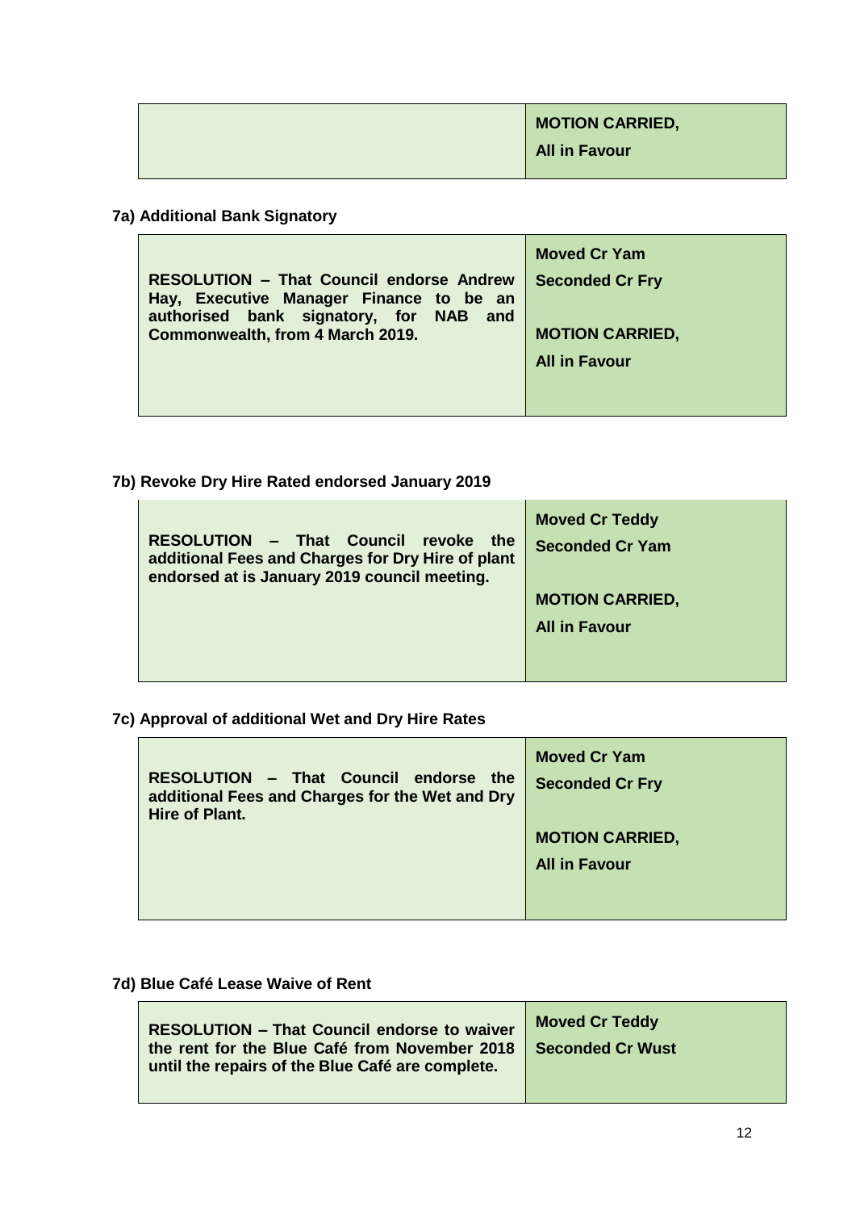| | **MOTION CARRIED,**<br>**All in Favour** |
|---|---|

### 7a) Additional Bank Signatory

| | |
|---|---|
| **RESOLUTION – That Council endorse Andrew Hay, Executive Manager Finance to be an authorised bank signatory, for NAB and Commonwealth, from 4 March 2019.** | **Moved Cr Yam**<br>**Seconded Cr Fry**<br><br>**MOTION CARRIED,**<br>**All in Favour** |

### 7b) Revoke Dry Hire Rated endorsed January 2019

| | |
|---|---|
| **RESOLUTION – That Council revoke the additional Fees and Charges for Dry Hire of plant endorsed at is January 2019 council meeting.** | **Moved Cr Teddy**<br>**Seconded Cr Yam**<br><br>**MOTION CARRIED,**<br>**All in Favour** |

### 7c) Approval of additional Wet and Dry Hire Rates

| | |
|---|---|
| **RESOLUTION – That Council endorse the additional Fees and Charges for the Wet and Dry Hire of Plant.** | **Moved Cr Yam**<br>**Seconded Cr Fry**<br><br>**MOTION CARRIED,**<br>**All in Favour** |

### 7d) Blue Café Lease Waive of Rent

| | |
|---|---|
| **RESOLUTION – That Council endorse to waiver the rent for the Blue Café from November 2018 until the repairs of the Blue Café are complete.** | **Moved Cr Teddy**<br>**Seconded Cr Wust** |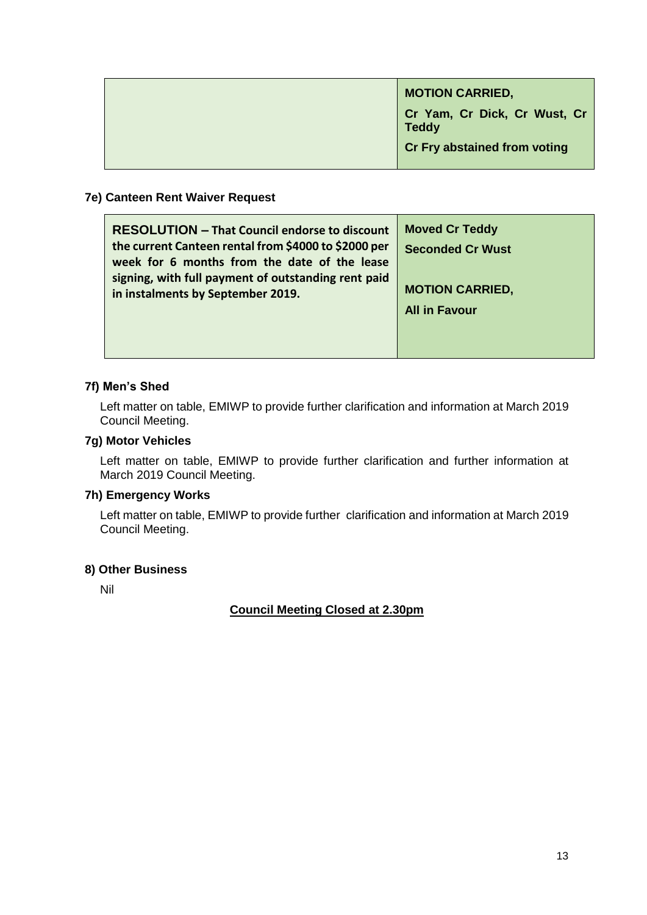| | |
|---|---|
| | **MOTION CARRIED,**<br>**Cr Yam, Cr Dick, Cr Wust, Cr Teddy**<br>**Cr Fry abstained from voting** |

### 7e) Canteen Rent Waiver Request

| | |
|---|---|
| **RESOLUTION – That Council endorse to discount the current Canteen rental from $4000 to $2000 per week for 6 months from the date of the lease signing, with full payment of outstanding rent paid in instalments by September 2019.** | **Moved Cr Teddy**<br>**Seconded Cr Wust**<br><br>**MOTION CARRIED,**<br>**All in Favour** |

### 7f) Men's Shed

Left matter on table, EMIWP to provide further clarification and information at March 2019 Council Meeting.

### 7g) Motor Vehicles

Left matter on table, EMIWP to provide further clarification and further information at March 2019 Council Meeting.

### 7h) Emergency Works

Left matter on table, EMIWP to provide further clarification and information at March 2019 Council Meeting.

### 8) Other Business

Nil

**Council Meeting Closed at 2.30pm**